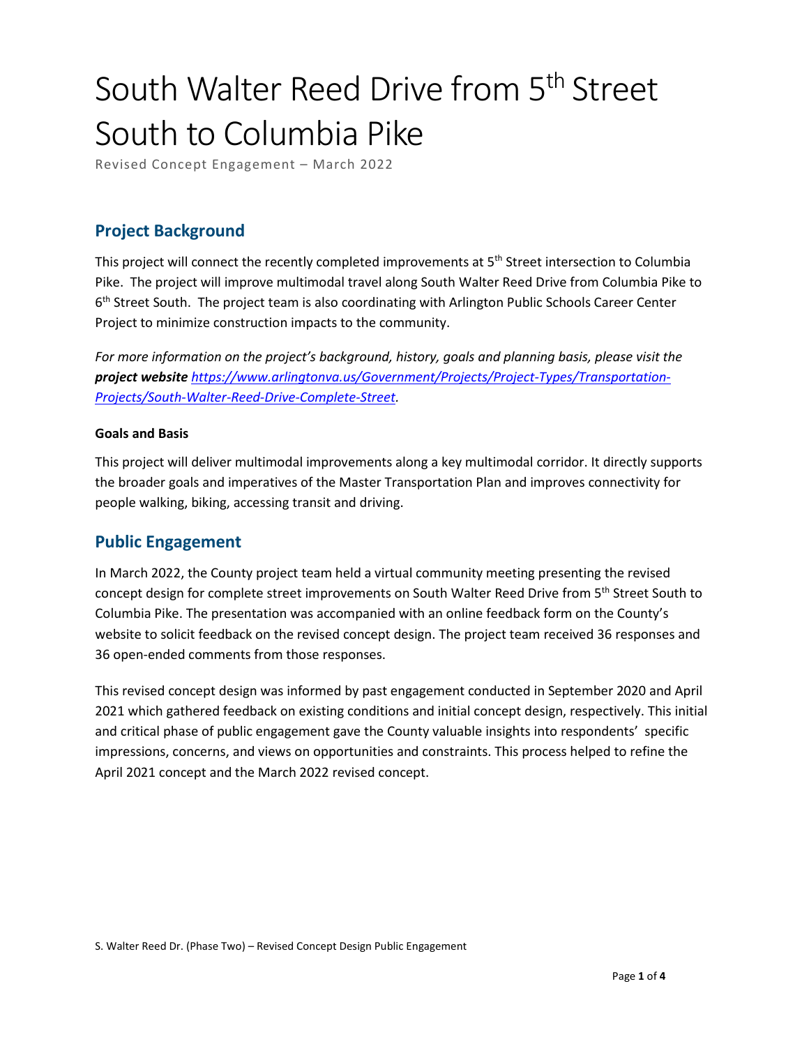# South Walter Reed Drive from 5th Street South to Columbia Pike

Revised Concept Engagement – March 2022

## Project Background

This project will connect the recently completed improvements at 5th Street intersection to Columbia Pike. The project will improve multimodal travel along South Walter Reed Drive from Columbia Pike to 6th Street South. The project team is also coordinating with Arlington Public Schools Career Center Project to minimize construction impacts to the community.

*For more information on the project's background, history, goals and planning basis, please visit the* ***project website*** *[https://www.arlingtonva.us/Government/Projects/Project-Types/Transportation-Projects/South-Walter-Reed-Drive-Complete-Street](https://www.arlingtonva.us/Government/Projects/Project-Types/Transportation-Projects/South-Walter-Reed-Drive-Complete-Street).*

#### Goals and Basis

This project will deliver multimodal improvements along a key multimodal corridor. It directly supports the broader goals and imperatives of the Master Transportation Plan and improves connectivity for people walking, biking, accessing transit and driving.

## Public Engagement

In March 2022, the County project team held a virtual community meeting presenting the revised concept design for complete street improvements on South Walter Reed Drive from 5th Street South to Columbia Pike. The presentation was accompanied with an online feedback form on the County's website to solicit feedback on the revised concept design. The project team received 36 responses and 36 open-ended comments from those responses.

This revised concept design was informed by past engagement conducted in September 2020 and April 2021 which gathered feedback on existing conditions and initial concept design, respectively. This initial and critical phase of public engagement gave the County valuable insights into respondents' specific impressions, concerns, and views on opportunities and constraints. This process helped to refine the April 2021 concept and the March 2022 revised concept.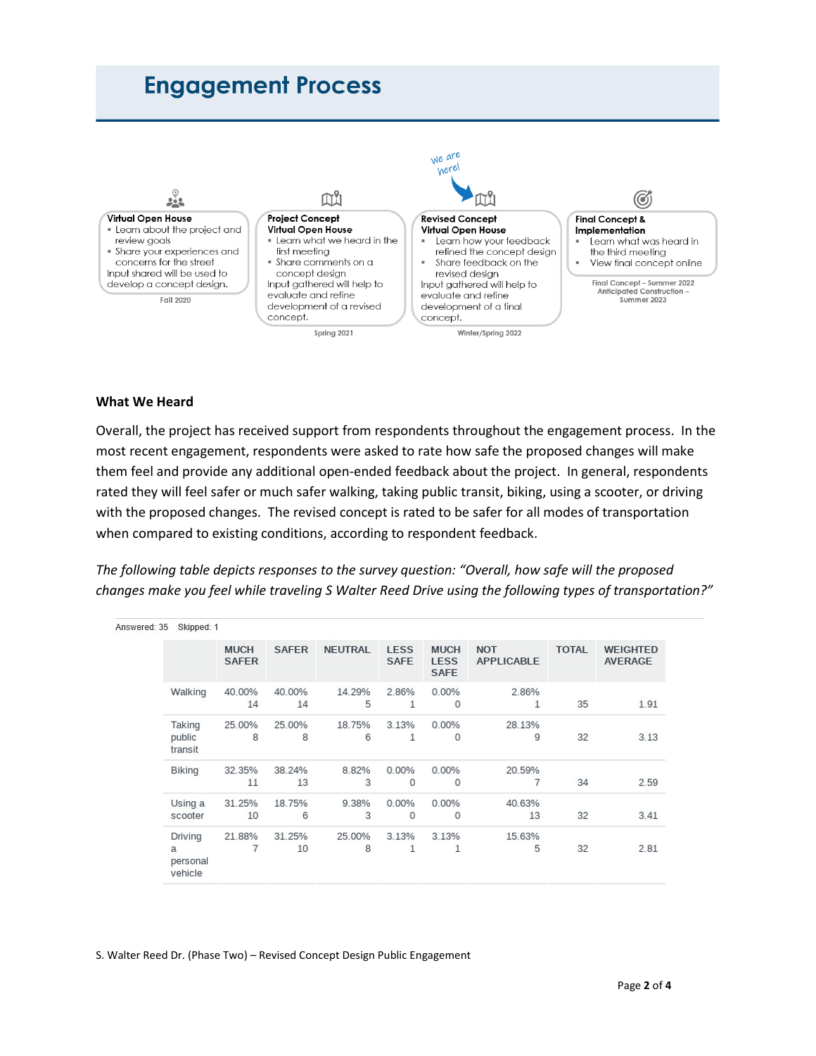# Engagement Process

We are here!

**Virtual Open House**
- Learn about the project and review goals
- Share your experiences and concerns for the street

Input shared will be used to develop a concept design.

Fall 2020

**Project Concept Virtual Open House**
- Learn what we heard in the first meeting
- Share comments on a concept design

Input gathered will help to evaluate and refine development of a revised concept.

Spring 2021

**Revised Concept Virtual Open House**
- Learn how your feedback refined the concept design
- Share feedback on the revised design

Input gathered will help to evaluate and refine development of a final concept.

Winter/Spring 2022

**Final Concept & Implementation**
- Learn what was heard in the third meeting
- View final concept online

Final Concept – Summer 2022
Anticipated Construction – Summer 2023

### What We Heard

Overall, the project has received support from respondents throughout the engagement process. In the most recent engagement, respondents were asked to rate how safe the proposed changes will make them feel and provide any additional open-ended feedback about the project. In general, respondents rated they will feel safer or much safer walking, taking public transit, biking, using a scooter, or driving with the proposed changes. The revised concept is rated to be safer for all modes of transportation when compared to existing conditions, according to respondent feedback.

*The following table depicts responses to the survey question: "Overall, how safe will the proposed changes make you feel while traveling S Walter Reed Drive using the following types of transportation?"*

Answered: 35 Skipped: 1

| | MUCH SAFER | SAFER | NEUTRAL | LESS SAFE | MUCH LESS SAFE | NOT APPLICABLE | TOTAL | WEIGHTED AVERAGE |
|---|---|---|---|---|---|---|---|---|
| Walking | 40.00% 14 | 40.00% 14 | 14.29% 5 | 2.86% 1 | 0.00% 0 | 2.86% 1 | 35 | 1.91 |
| Taking public transit | 25.00% 8 | 25.00% 8 | 18.75% 6 | 3.13% 1 | 0.00% 0 | 28.13% 9 | 32 | 3.13 |
| Biking | 32.35% 11 | 38.24% 13 | 8.82% 3 | 0.00% 0 | 0.00% 0 | 20.59% 7 | 34 | 2.59 |
| Using a scooter | 31.25% 10 | 18.75% 6 | 9.38% 3 | 0.00% 0 | 0.00% 0 | 40.63% 13 | 32 | 3.41 |
| Driving a personal vehicle | 21.88% 7 | 31.25% 10 | 25.00% 8 | 3.13% 1 | 3.13% 1 | 15.63% 5 | 32 | 2.81 |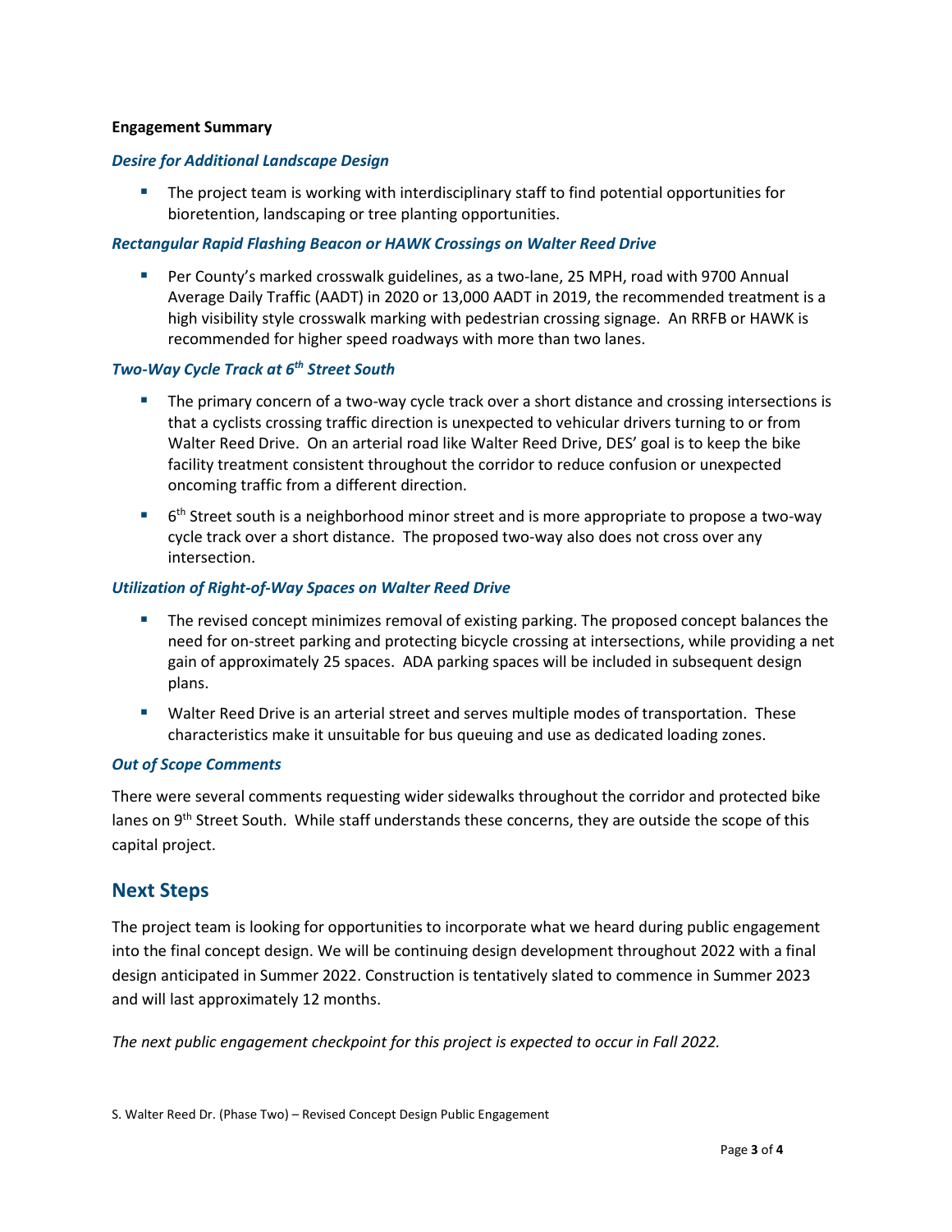**Engagement Summary**

### *Desire for Additional Landscape Design*

- The project team is working with interdisciplinary staff to find potential opportunities for bioretention, landscaping or tree planting opportunities.

### *Rectangular Rapid Flashing Beacon or HAWK Crossings on Walter Reed Drive*

- Per County's marked crosswalk guidelines, as a two-lane, 25 MPH, road with 9700 Annual Average Daily Traffic (AADT) in 2020 or 13,000 AADT in 2019, the recommended treatment is a high visibility style crosswalk marking with pedestrian crossing signage. An RRFB or HAWK is recommended for higher speed roadways with more than two lanes.

### *Two-Way Cycle Track at 6th Street South*

- The primary concern of a two-way cycle track over a short distance and crossing intersections is that a cyclists crossing traffic direction is unexpected to vehicular drivers turning to or from Walter Reed Drive. On an arterial road like Walter Reed Drive, DES' goal is to keep the bike facility treatment consistent throughout the corridor to reduce confusion or unexpected oncoming traffic from a different direction.
- 6th Street south is a neighborhood minor street and is more appropriate to propose a two-way cycle track over a short distance. The proposed two-way also does not cross over any intersection.

### *Utilization of Right-of-Way Spaces on Walter Reed Drive*

- The revised concept minimizes removal of existing parking. The proposed concept balances the need for on-street parking and protecting bicycle crossing at intersections, while providing a net gain of approximately 25 spaces. ADA parking spaces will be included in subsequent design plans.
- Walter Reed Drive is an arterial street and serves multiple modes of transportation. These characteristics make it unsuitable for bus queuing and use as dedicated loading zones.

### *Out of Scope Comments*

There were several comments requesting wider sidewalks throughout the corridor and protected bike lanes on 9th Street South. While staff understands these concerns, they are outside the scope of this capital project.

## Next Steps

The project team is looking for opportunities to incorporate what we heard during public engagement into the final concept design. We will be continuing design development throughout 2022 with a final design anticipated in Summer 2022. Construction is tentatively slated to commence in Summer 2023 and will last approximately 12 months.

*The next public engagement checkpoint for this project is expected to occur in Fall 2022.*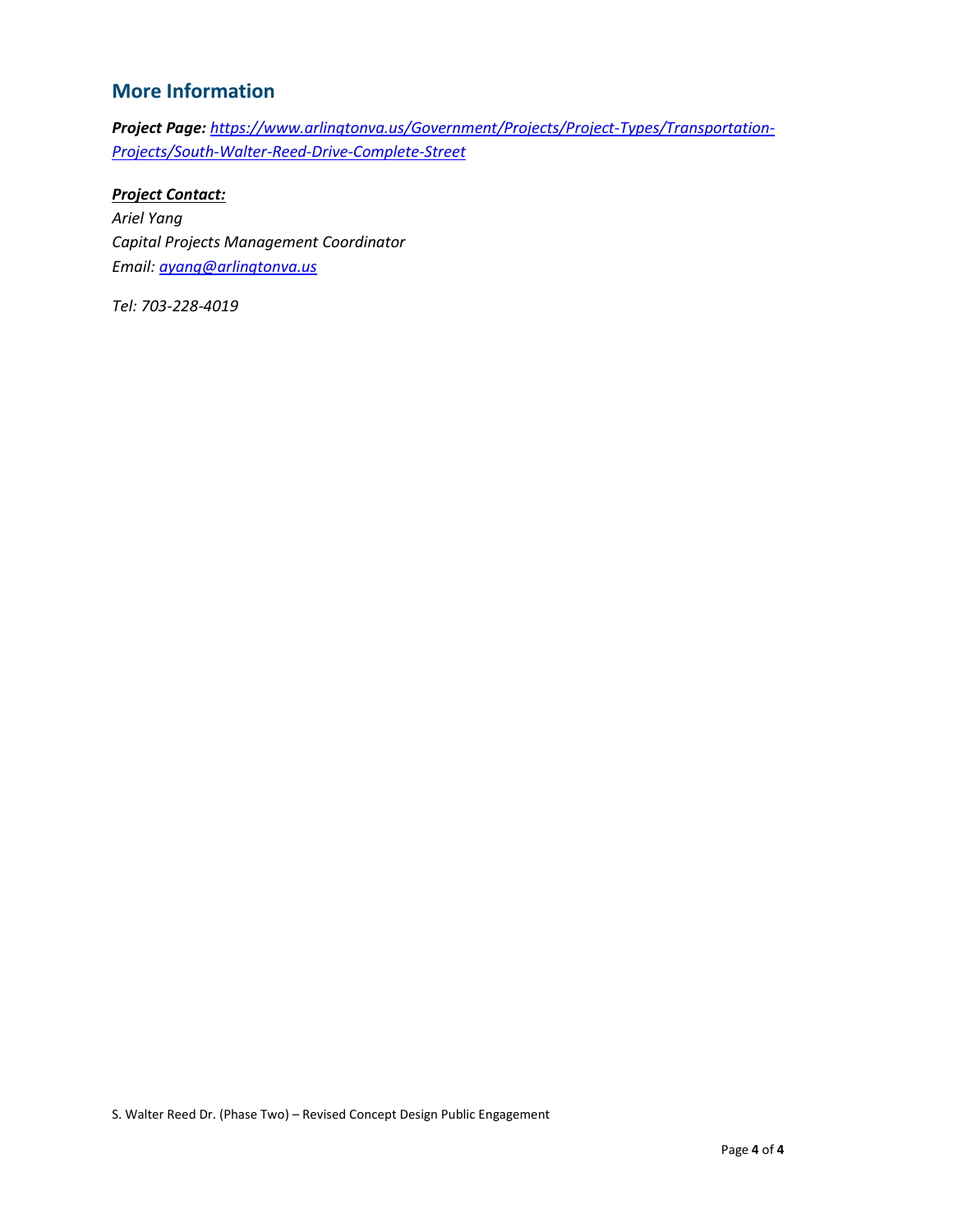## More Information

***Project Page:*** *[https://www.arlingtonva.us/Government/Projects/Project-Types/Transportation-Projects/South-Walter-Reed-Drive-Complete-Street](https://www.arlingtonva.us/Government/Projects/Project-Types/Transportation-Projects/South-Walter-Reed-Drive-Complete-Street)*

***Project Contact:***

*Ariel Yang*
*Capital Projects Management Coordinator*
*Email: [ayang@arlingtonva.us](mailto:ayang@arlingtonva.us)*

*Tel: 703-228-4019*